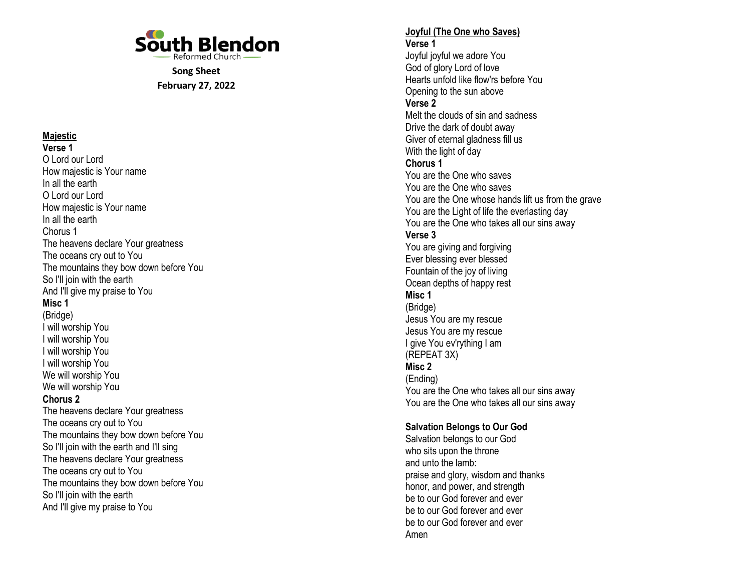# South Blendon

Reformed Church

**Song Sheet**

**February 27, 2022**

## Majestic

**Verse 1**

O Lord our Lord
How majestic is Your name
In all the earth
O Lord our Lord
How majestic is Your name
In all the earth

Chorus 1

The heavens declare Your greatness
The oceans cry out to You
The mountains they bow down before You
So I'll join with the earth
And I'll give my praise to You

**Misc 1**

(Bridge)
I will worship You
I will worship You
I will worship You
I will worship You
We will worship You
We will worship You

**Chorus 2**

The heavens declare Your greatness
The oceans cry out to You
The mountains they bow down before You
So I'll join with the earth and I'll sing
The heavens declare Your greatness
The oceans cry out to You
The mountains they bow down before You
So I'll join with the earth
And I'll give my praise to You

## Joyful (The One who Saves)

**Verse 1**

Joyful joyful we adore You
God of glory Lord of love
Hearts unfold like flow'rs before You
Opening to the sun above

**Verse 2**

Melt the clouds of sin and sadness
Drive the dark of doubt away
Giver of eternal gladness fill us
With the light of day

**Chorus 1**

You are the One who saves
You are the One who saves
You are the One whose hands lift us from the grave
You are the Light of life the everlasting day
You are the One who takes all our sins away

**Verse 3**

You are giving and forgiving
Ever blessing ever blessed
Fountain of the joy of living
Ocean depths of happy rest

**Misc 1**

(Bridge)
Jesus You are my rescue
Jesus You are my rescue
I give You ev'rything I am
(REPEAT 3X)

**Misc 2**

(Ending)
You are the One who takes all our sins away
You are the One who takes all our sins away

## Salvation Belongs to Our God

Salvation belongs to our God
who sits upon the throne
and unto the lamb:
praise and glory, wisdom and thanks
honor, and power, and strength
be to our God forever and ever
be to our God forever and ever
be to our God forever and ever
Amen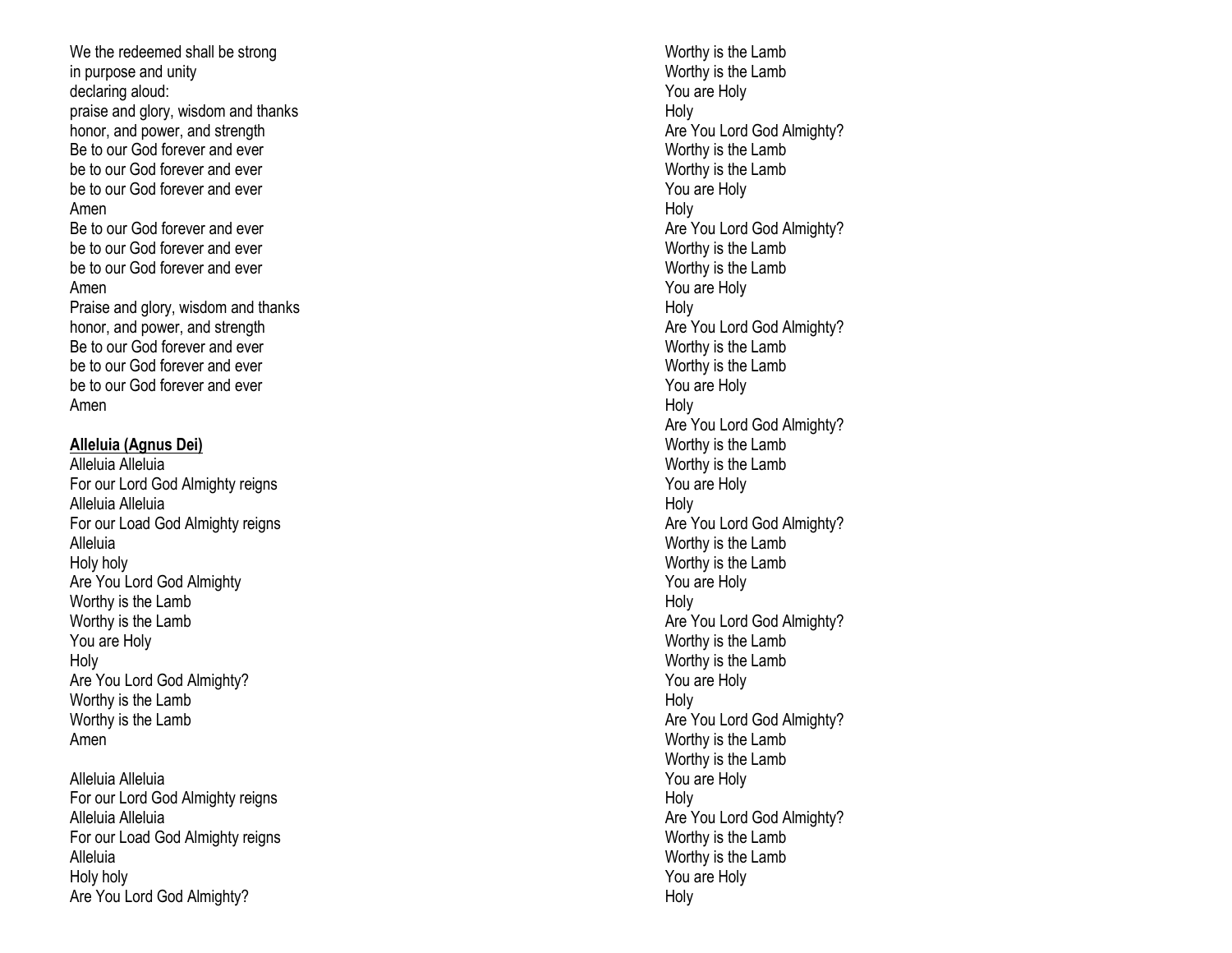We the redeemed shall be strong
in purpose and unity
declaring aloud:
praise and glory, wisdom and thanks
honor, and power, and strength
Be to our God forever and ever
be to our God forever and ever
be to our God forever and ever
Amen
Be to our God forever and ever
be to our God forever and ever
be to our God forever and ever
Amen
Praise and glory, wisdom and thanks
honor, and power, and strength
Be to our God forever and ever
be to our God forever and ever
be to our God forever and ever
Amen

**Alleluia (Agnus Dei)**
Alleluia Alleluia
For our Lord God Almighty reigns
Alleluia Alleluia
For our Load God Almighty reigns
Alleluia
Holy holy
Are You Lord God Almighty
Worthy is the Lamb
Worthy is the Lamb
You are Holy
Holy
Are You Lord God Almighty?
Worthy is the Lamb
Worthy is the Lamb
Amen

Alleluia Alleluia
For our Lord God Almighty reigns
Alleluia Alleluia
For our Load God Almighty reigns
Alleluia
Holy holy
Are You Lord God Almighty?
Worthy is the Lamb
Worthy is the Lamb
You are Holy
Holy
Are You Lord God Almighty?
Worthy is the Lamb
Worthy is the Lamb
You are Holy
Holy
Are You Lord God Almighty?
Worthy is the Lamb
Worthy is the Lamb
You are Holy
Holy
Are You Lord God Almighty?
Worthy is the Lamb
Worthy is the Lamb
You are Holy
Holy
Are You Lord God Almighty?
Worthy is the Lamb
Worthy is the Lamb
You are Holy
Holy
Are You Lord God Almighty?
Worthy is the Lamb
Worthy is the Lamb
You are Holy
Holy
Are You Lord God Almighty?
Worthy is the Lamb
Worthy is the Lamb
You are Holy
Holy
Are You Lord God Almighty?
Worthy is the Lamb
Worthy is the Lamb
You are Holy
Holy
Are You Lord God Almighty?
Worthy is the Lamb
Worthy is the Lamb
You are Holy
Holy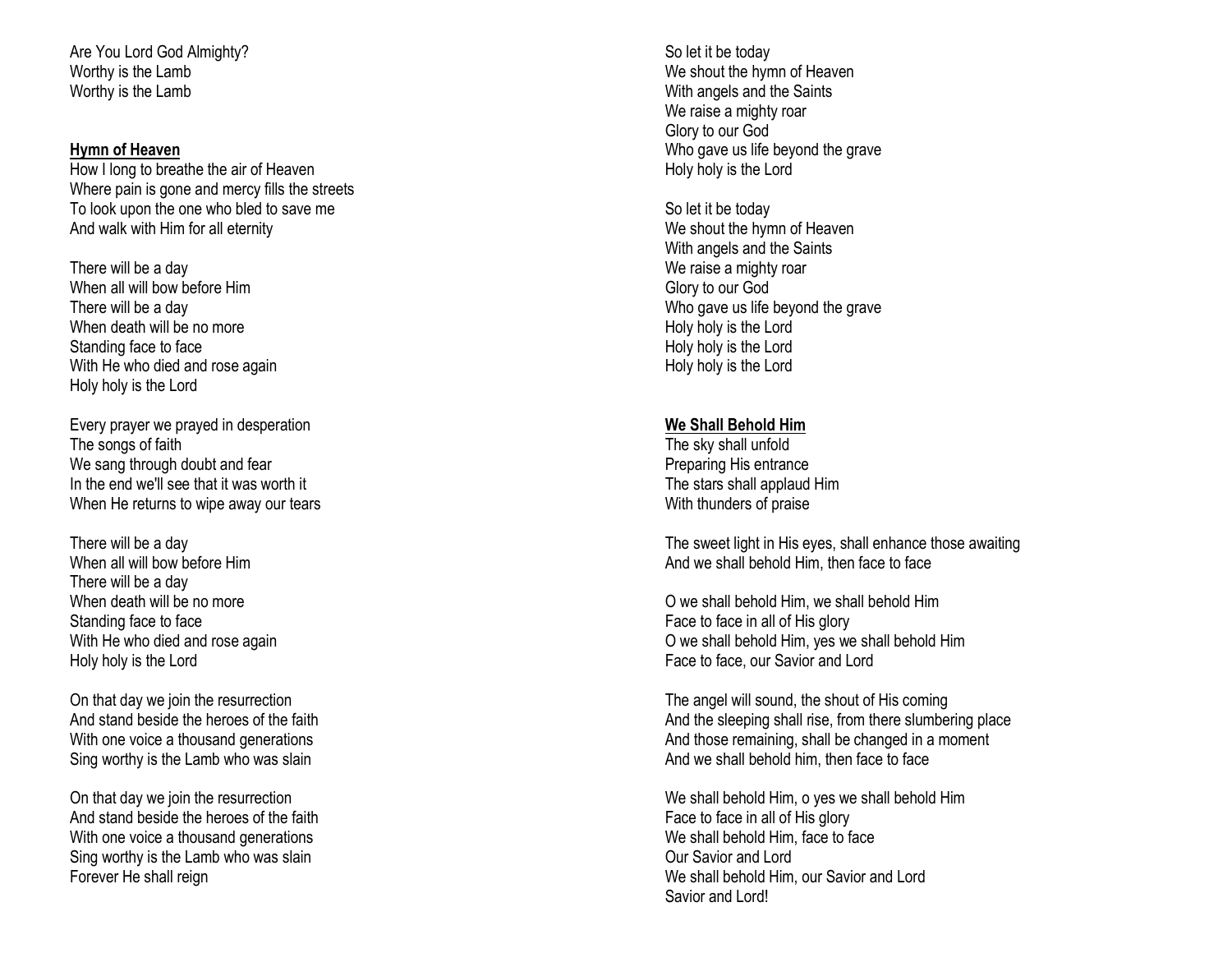Are You Lord God Almighty?
Worthy is the Lamb
Worthy is the Lamb

**<u>Hymn of Heaven</u>**

How I long to breathe the air of Heaven
Where pain is gone and mercy fills the streets
To look upon the one who bled to save me
And walk with Him for all eternity

There will be a day
When all will bow before Him
There will be a day
When death will be no more
Standing face to face
With He who died and rose again
Holy holy is the Lord

Every prayer we prayed in desperation
The songs of faith
We sang through doubt and fear
In the end we'll see that it was worth it
When He returns to wipe away our tears

There will be a day
When all will bow before Him
There will be a day
When death will be no more
Standing face to face
With He who died and rose again
Holy holy is the Lord

On that day we join the resurrection
And stand beside the heroes of the faith
With one voice a thousand generations
Sing worthy is the Lamb who was slain

On that day we join the resurrection
And stand beside the heroes of the faith
With one voice a thousand generations
Sing worthy is the Lamb who was slain
Forever He shall reign

So let it be today
We shout the hymn of Heaven
With angels and the Saints
We raise a mighty roar
Glory to our God
Who gave us life beyond the grave
Holy holy is the Lord

So let it be today
We shout the hymn of Heaven
With angels and the Saints
We raise a mighty roar
Glory to our God
Who gave us life beyond the grave
Holy holy is the Lord
Holy holy is the Lord
Holy holy is the Lord

**<u>We Shall Behold Him</u>**

The sky shall unfold
Preparing His entrance
The stars shall applaud Him
With thunders of praise

The sweet light in His eyes, shall enhance those awaiting
And we shall behold Him, then face to face

O we shall behold Him, we shall behold Him
Face to face in all of His glory
O we shall behold Him, yes we shall behold Him
Face to face, our Savior and Lord

The angel will sound, the shout of His coming
And the sleeping shall rise, from there slumbering place
And those remaining, shall be changed in a moment
And we shall behold him, then face to face

We shall behold Him, o yes we shall behold Him
Face to face in all of His glory
We shall behold Him, face to face
Our Savior and Lord
We shall behold Him, our Savior and Lord
Savior and Lord!